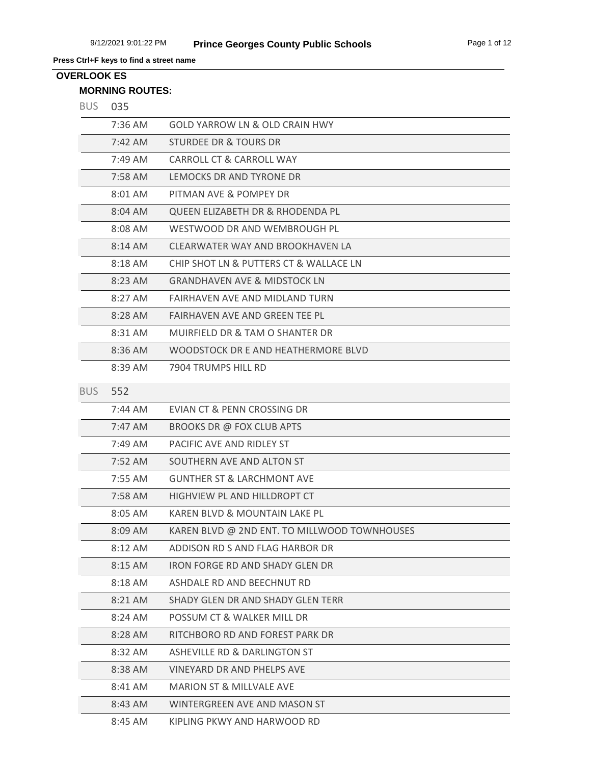**Press Ctrl+F keys to find a street name**

## OVERLOOK ES

### MORNING ROUTES:

BUS 035

| | |
|---|---|
| 7:36 AM | GOLD YARROW LN & OLD CRAIN HWY |
| 7:42 AM | STURDEE DR & TOURS DR |
| 7:49 AM | CARROLL CT & CARROLL WAY |
| 7:58 AM | LEMOCKS DR AND TYRONE DR |
| 8:01 AM | PITMAN AVE & POMPEY DR |
| 8:04 AM | QUEEN ELIZABETH DR & RHODENDA PL |
| 8:08 AM | WESTWOOD DR AND WEMBROUGH PL |
| 8:14 AM | CLEARWATER WAY AND BROOKHAVEN LA |
| 8:18 AM | CHIP SHOT LN & PUTTERS CT & WALLACE LN |
| 8:23 AM | GRANDHAVEN AVE & MIDSTOCK LN |
| 8:27 AM | FAIRHAVEN AVE AND MIDLAND TURN |
| 8:28 AM | FAIRHAVEN AVE AND GREEN TEE PL |
| 8:31 AM | MUIRFIELD DR & TAM O SHANTER DR |
| 8:36 AM | WOODSTOCK DR E AND HEATHERMORE BLVD |
| 8:39 AM | 7904 TRUMPS HILL RD |

BUS 552

| | |
|---|---|
| 7:44 AM | EVIAN CT & PENN CROSSING DR |
| 7:47 AM | BROOKS DR @ FOX CLUB APTS |
| 7:49 AM | PACIFIC AVE AND RIDLEY ST |
| 7:52 AM | SOUTHERN AVE AND ALTON ST |
| 7:55 AM | GUNTHER ST & LARCHMONT AVE |
| 7:58 AM | HIGHVIEW PL AND HILLDROPT CT |
| 8:05 AM | KAREN BLVD & MOUNTAIN LAKE PL |
| 8:09 AM | KAREN BLVD @ 2ND ENT. TO MILLWOOD TOWNHOUSES |
| 8:12 AM | ADDISON RD S AND FLAG HARBOR DR |
| 8:15 AM | IRON FORGE RD AND SHADY GLEN DR |
| 8:18 AM | ASHDALE RD AND BEECHNUT RD |
| 8:21 AM | SHADY GLEN DR AND SHADY GLEN TERR |
| 8:24 AM | POSSUM CT & WALKER MILL DR |
| 8:28 AM | RITCHBORO RD AND FOREST PARK DR |
| 8:32 AM | ASHEVILLE RD & DARLINGTON ST |
| 8:38 AM | VINEYARD DR AND PHELPS AVE |
| 8:41 AM | MARION ST & MILLVALE AVE |
| 8:43 AM | WINTERGREEN AVE AND MASON ST |
| 8:45 AM | KIPLING PKWY AND HARWOOD RD |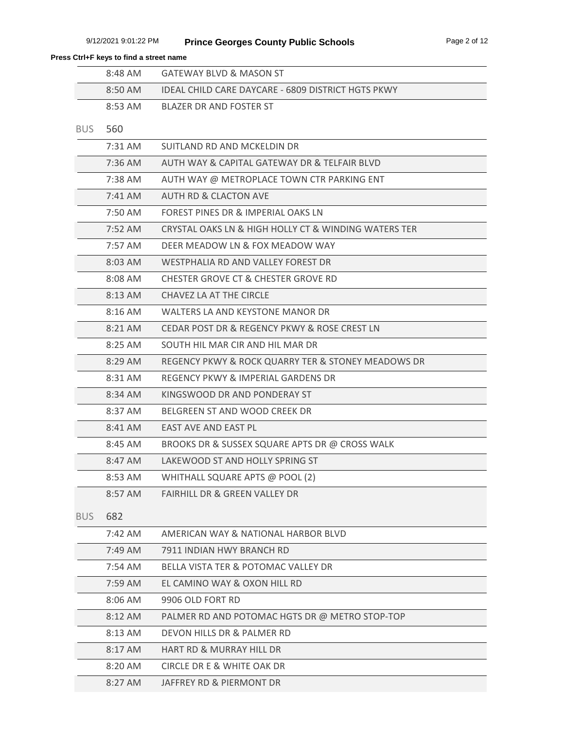**Press Ctrl+F keys to find a street name**

| | |
|---|---|
| 8:48 AM | GATEWAY BLVD & MASON ST |
| 8:50 AM | IDEAL CHILD CARE DAYCARE - 6809 DISTRICT HGTS PKWY |
| 8:53 AM | BLAZER DR AND FOSTER ST |

BUS 560

| | |
|---|---|
| 7:31 AM | SUITLAND RD AND MCKELDIN DR |
| 7:36 AM | AUTH WAY & CAPITAL GATEWAY DR & TELFAIR BLVD |
| 7:38 AM | AUTH WAY @ METROPLACE TOWN CTR PARKING ENT |
| 7:41 AM | AUTH RD & CLACTON AVE |
| 7:50 AM | FOREST PINES DR & IMPERIAL OAKS LN |
| 7:52 AM | CRYSTAL OAKS LN & HIGH HOLLY CT & WINDING WATERS TER |
| 7:57 AM | DEER MEADOW LN & FOX MEADOW WAY |
| 8:03 AM | WESTPHALIA RD AND VALLEY FOREST DR |
| 8:08 AM | CHESTER GROVE CT & CHESTER GROVE RD |
| 8:13 AM | CHAVEZ LA AT THE CIRCLE |
| 8:16 AM | WALTERS LA AND KEYSTONE MANOR DR |
| 8:21 AM | CEDAR POST DR & REGENCY PKWY & ROSE CREST LN |
| 8:25 AM | SOUTH HIL MAR CIR AND HIL MAR DR |
| 8:29 AM | REGENCY PKWY & ROCK QUARRY TER & STONEY MEADOWS DR |
| 8:31 AM | REGENCY PKWY & IMPERIAL GARDENS DR |
| 8:34 AM | KINGSWOOD DR AND PONDERAY ST |
| 8:37 AM | BELGREEN ST AND WOOD CREEK DR |
| 8:41 AM | EAST AVE AND EAST PL |
| 8:45 AM | BROOKS DR & SUSSEX SQUARE APTS DR @ CROSS WALK |
| 8:47 AM | LAKEWOOD ST AND HOLLY SPRING ST |
| 8:53 AM | WHITHALL SQUARE APTS @ POOL (2) |
| 8:57 AM | FAIRHILL DR & GREEN VALLEY DR |

BUS 682

| | |
|---|---|
| 7:42 AM | AMERICAN WAY & NATIONAL HARBOR BLVD |
| 7:49 AM | 7911 INDIAN HWY BRANCH RD |
| 7:54 AM | BELLA VISTA TER & POTOMAC VALLEY DR |
| 7:59 AM | EL CAMINO WAY & OXON HILL RD |
| 8:06 AM | 9906 OLD FORT RD |
| 8:12 AM | PALMER RD AND POTOMAC HGTS DR @ METRO STOP-TOP |
| 8:13 AM | DEVON HILLS DR & PALMER RD |
| 8:17 AM | HART RD & MURRAY HILL DR |
| 8:20 AM | CIRCLE DR E & WHITE OAK DR |
| 8:27 AM | JAFFREY RD & PIERMONT DR |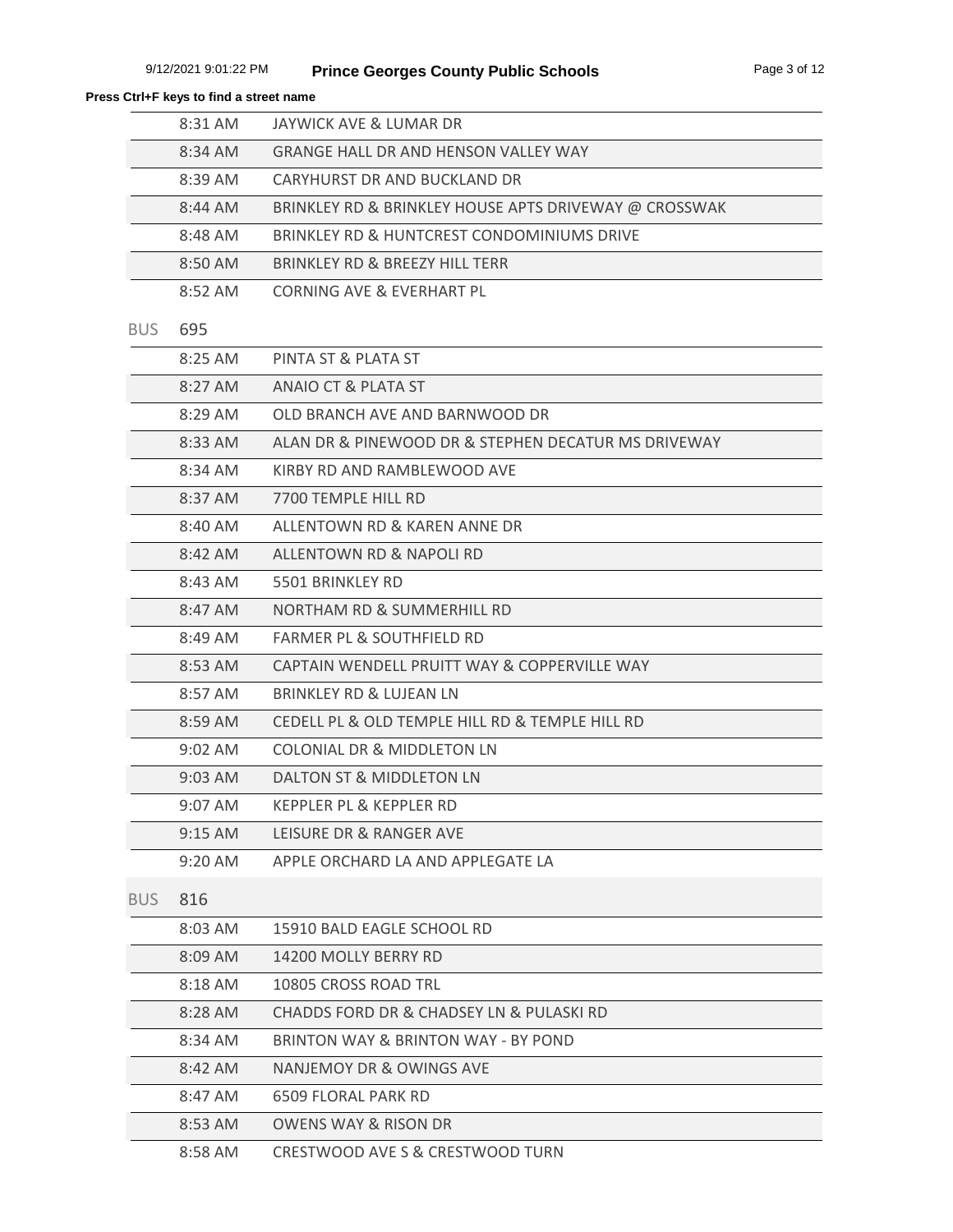**Press Ctrl+F keys to find a street name**

| | | |
|---|---|---|
| | 8:31 AM | JAYWICK AVE & LUMAR DR |
| | 8:34 AM | GRANGE HALL DR AND HENSON VALLEY WAY |
| | 8:39 AM | CARYHURST DR AND BUCKLAND DR |
| | 8:44 AM | BRINKLEY RD & BRINKLEY HOUSE APTS DRIVEWAY @ CROSSWAK |
| | 8:48 AM | BRINKLEY RD & HUNTCREST CONDOMINIUMS DRIVE |
| | 8:50 AM | BRINKLEY RD & BREEZY HILL TERR |
| | 8:52 AM | CORNING AVE & EVERHART PL |
| BUS | 695 | |
| | 8:25 AM | PINTA ST & PLATA ST |
| | 8:27 AM | ANAIO CT & PLATA ST |
| | 8:29 AM | OLD BRANCH AVE AND BARNWOOD DR |
| | 8:33 AM | ALAN DR & PINEWOOD DR & STEPHEN DECATUR MS DRIVEWAY |
| | 8:34 AM | KIRBY RD AND RAMBLEWOOD AVE |
| | 8:37 AM | 7700 TEMPLE HILL RD |
| | 8:40 AM | ALLENTOWN RD & KAREN ANNE DR |
| | 8:42 AM | ALLENTOWN RD & NAPOLI RD |
| | 8:43 AM | 5501 BRINKLEY RD |
| | 8:47 AM | NORTHAM RD & SUMMERHILL RD |
| | 8:49 AM | FARMER PL & SOUTHFIELD RD |
| | 8:53 AM | CAPTAIN WENDELL PRUITT WAY & COPPERVILLE WAY |
| | 8:57 AM | BRINKLEY RD & LUJEAN LN |
| | 8:59 AM | CEDELL PL & OLD TEMPLE HILL RD & TEMPLE HILL RD |
| | 9:02 AM | COLONIAL DR & MIDDLETON LN |
| | 9:03 AM | DALTON ST & MIDDLETON LN |
| | 9:07 AM | KEPPLER PL & KEPPLER RD |
| | 9:15 AM | LEISURE DR & RANGER AVE |
| | 9:20 AM | APPLE ORCHARD LA AND APPLEGATE LA |
| BUS | 816 | |
| | 8:03 AM | 15910 BALD EAGLE SCHOOL RD |
| | 8:09 AM | 14200 MOLLY BERRY RD |
| | 8:18 AM | 10805 CROSS ROAD TRL |
| | 8:28 AM | CHADDS FORD DR & CHADSEY LN & PULASKI RD |
| | 8:34 AM | BRINTON WAY & BRINTON WAY - BY POND |
| | 8:42 AM | NANJEMOY DR & OWINGS AVE |
| | 8:47 AM | 6509 FLORAL PARK RD |
| | 8:53 AM | OWENS WAY & RISON DR |
| | 8:58 AM | CRESTWOOD AVE S & CRESTWOOD TURN |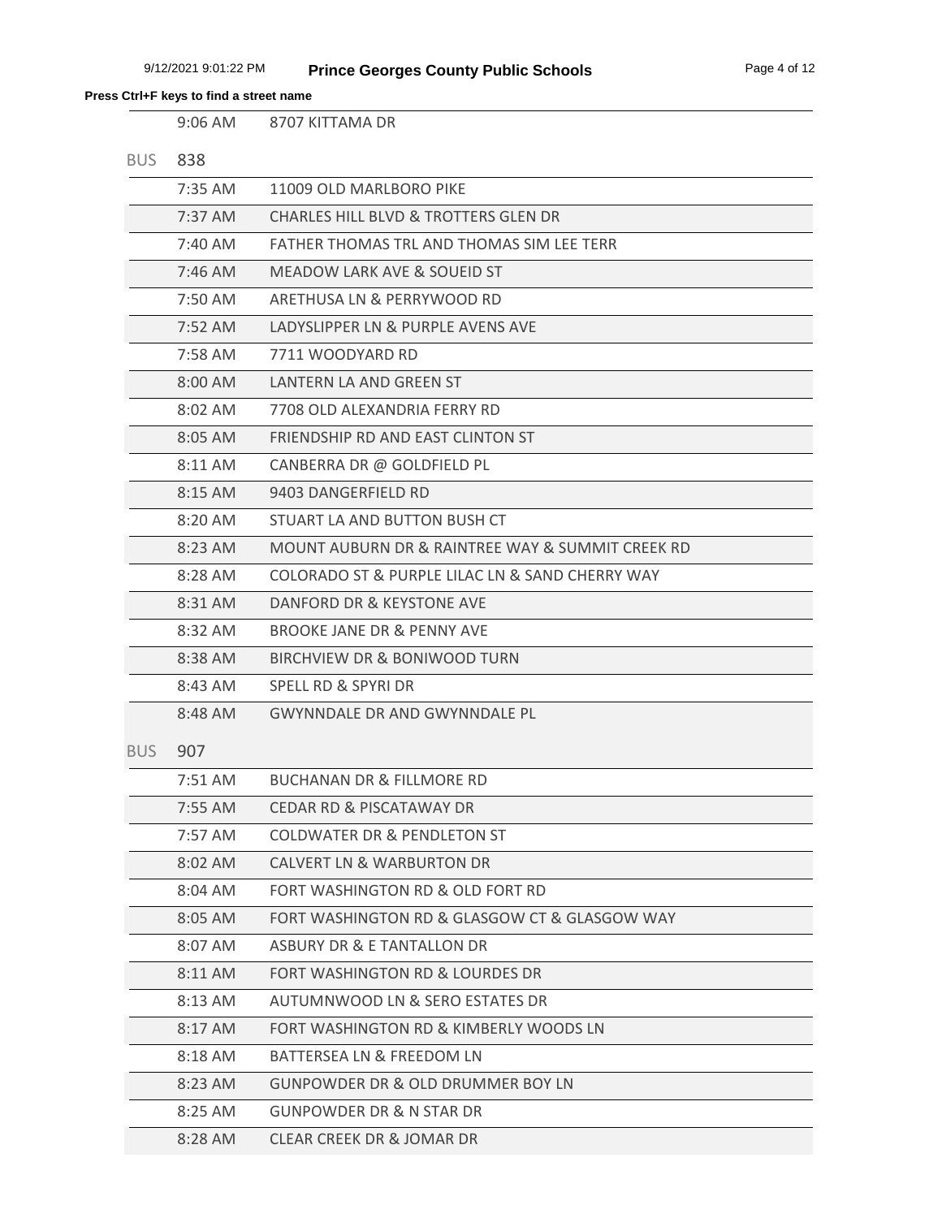**Press Ctrl+F keys to find a street name**

| | |
|---|---|
| 9:06 AM | 8707 KITTAMA DR |

## BUS 838

| | |
|---|---|
| 7:35 AM | 11009 OLD MARLBORO PIKE |
| 7:37 AM | CHARLES HILL BLVD & TROTTERS GLEN DR |
| 7:40 AM | FATHER THOMAS TRL AND THOMAS SIM LEE TERR |
| 7:46 AM | MEADOW LARK AVE & SOUEID ST |
| 7:50 AM | ARETHUSA LN & PERRYWOOD RD |
| 7:52 AM | LADYSLIPPER LN & PURPLE AVENS AVE |
| 7:58 AM | 7711 WOODYARD RD |
| 8:00 AM | LANTERN LA AND GREEN ST |
| 8:02 AM | 7708 OLD ALEXANDRIA FERRY RD |
| 8:05 AM | FRIENDSHIP RD AND EAST CLINTON ST |
| 8:11 AM | CANBERRA DR @ GOLDFIELD PL |
| 8:15 AM | 9403 DANGERFIELD RD |
| 8:20 AM | STUART LA AND BUTTON BUSH CT |
| 8:23 AM | MOUNT AUBURN DR & RAINTREE WAY & SUMMIT CREEK RD |
| 8:28 AM | COLORADO ST & PURPLE LILAC LN & SAND CHERRY WAY |
| 8:31 AM | DANFORD DR & KEYSTONE AVE |
| 8:32 AM | BROOKE JANE DR & PENNY AVE |
| 8:38 AM | BIRCHVIEW DR & BONIWOOD TURN |
| 8:43 AM | SPELL RD & SPYRI DR |
| 8:48 AM | GWYNNDALE DR AND GWYNNDALE PL |

## BUS 907

| | |
|---|---|
| 7:51 AM | BUCHANAN DR & FILLMORE RD |
| 7:55 AM | CEDAR RD & PISCATAWAY DR |
| 7:57 AM | COLDWATER DR & PENDLETON ST |
| 8:02 AM | CALVERT LN & WARBURTON DR |
| 8:04 AM | FORT WASHINGTON RD & OLD FORT RD |
| 8:05 AM | FORT WASHINGTON RD & GLASGOW CT & GLASGOW WAY |
| 8:07 AM | ASBURY DR & E TANTALLON DR |
| 8:11 AM | FORT WASHINGTON RD & LOURDES DR |
| 8:13 AM | AUTUMNWOOD LN & SERO ESTATES DR |
| 8:17 AM | FORT WASHINGTON RD & KIMBERLY WOODS LN |
| 8:18 AM | BATTERSEA LN & FREEDOM LN |
| 8:23 AM | GUNPOWDER DR & OLD DRUMMER BOY LN |
| 8:25 AM | GUNPOWDER DR & N STAR DR |
| 8:28 AM | CLEAR CREEK DR & JOMAR DR |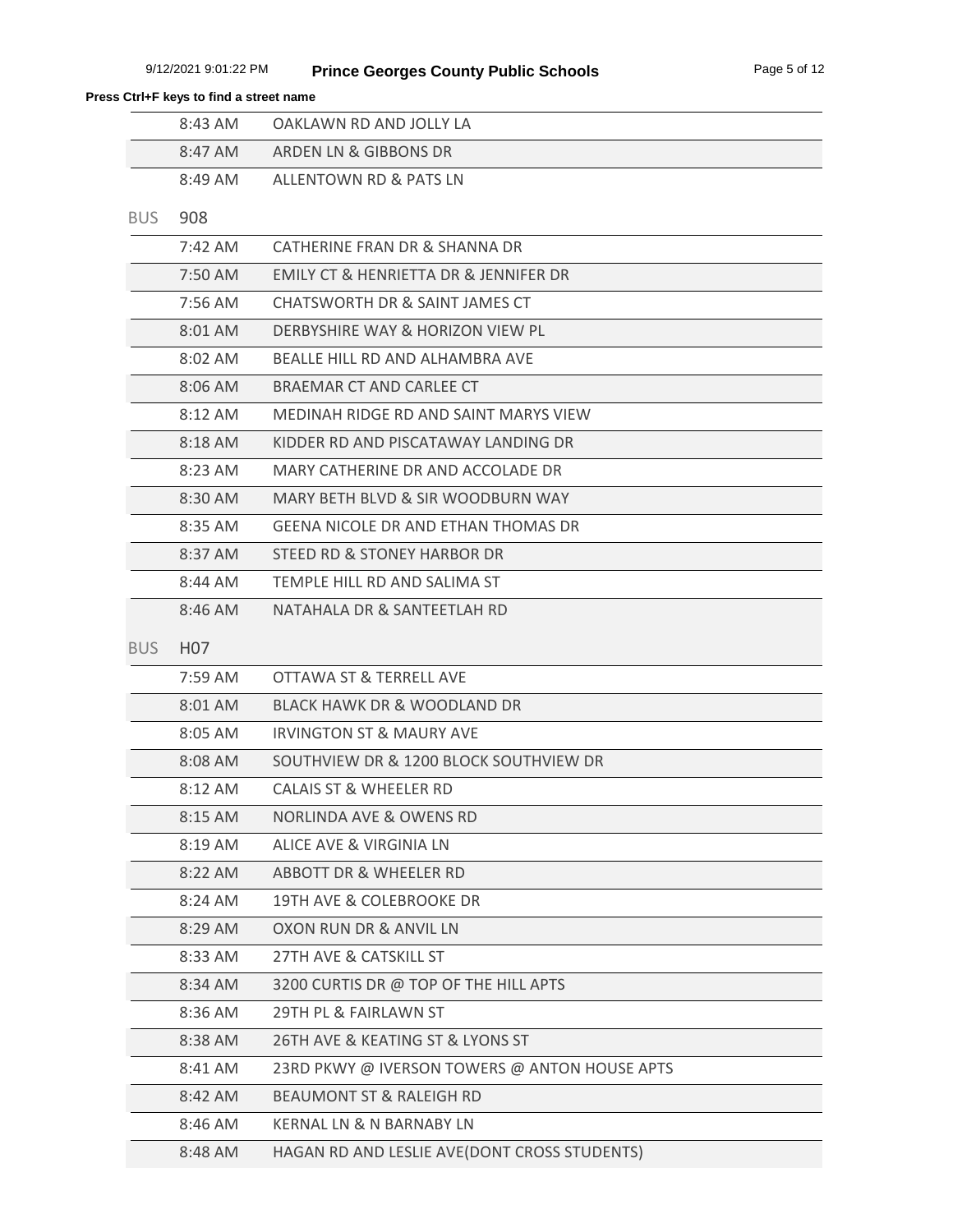**Press Ctrl+F keys to find a street name**

| | |
|---|---|
| 8:43 AM | OAKLAWN RD AND JOLLY LA |
| 8:47 AM | ARDEN LN & GIBBONS DR |
| 8:49 AM | ALLENTOWN RD & PATS LN |

BUS 908

| | |
|---|---|
| 7:42 AM | CATHERINE FRAN DR & SHANNA DR |
| 7:50 AM | EMILY CT & HENRIETTA DR & JENNIFER DR |
| 7:56 AM | CHATSWORTH DR & SAINT JAMES CT |
| 8:01 AM | DERBYSHIRE WAY & HORIZON VIEW PL |
| 8:02 AM | BEALLE HILL RD AND ALHAMBRA AVE |
| 8:06 AM | BRAEMAR CT AND CARLEE CT |
| 8:12 AM | MEDINAH RIDGE RD AND SAINT MARYS VIEW |
| 8:18 AM | KIDDER RD AND PISCATAWAY LANDING DR |
| 8:23 AM | MARY CATHERINE DR AND ACCOLADE DR |
| 8:30 AM | MARY BETH BLVD & SIR WOODBURN WAY |
| 8:35 AM | GEENA NICOLE DR AND ETHAN THOMAS DR |
| 8:37 AM | STEED RD & STONEY HARBOR DR |
| 8:44 AM | TEMPLE HILL RD AND SALIMA ST |
| 8:46 AM | NATAHALA DR & SANTEETLAH RD |

BUS H07

| | |
|---|---|
| 7:59 AM | OTTAWA ST & TERRELL AVE |
| 8:01 AM | BLACK HAWK DR & WOODLAND DR |
| 8:05 AM | IRVINGTON ST & MAURY AVE |
| 8:08 AM | SOUTHVIEW DR & 1200 BLOCK SOUTHVIEW DR |
| 8:12 AM | CALAIS ST & WHEELER RD |
| 8:15 AM | NORLINDA AVE & OWENS RD |
| 8:19 AM | ALICE AVE & VIRGINIA LN |
| 8:22 AM | ABBOTT DR & WHEELER RD |
| 8:24 AM | 19TH AVE & COLEBROOKE DR |
| 8:29 AM | OXON RUN DR & ANVIL LN |
| 8:33 AM | 27TH AVE & CATSKILL ST |
| 8:34 AM | 3200 CURTIS DR @ TOP OF THE HILL APTS |
| 8:36 AM | 29TH PL & FAIRLAWN ST |
| 8:38 AM | 26TH AVE & KEATING ST & LYONS ST |
| 8:41 AM | 23RD PKWY @ IVERSON TOWERS @ ANTON HOUSE APTS |
| 8:42 AM | BEAUMONT ST & RALEIGH RD |
| 8:46 AM | KERNAL LN & N BARNABY LN |
| 8:48 AM | HAGAN RD AND LESLIE AVE(DONT CROSS STUDENTS) |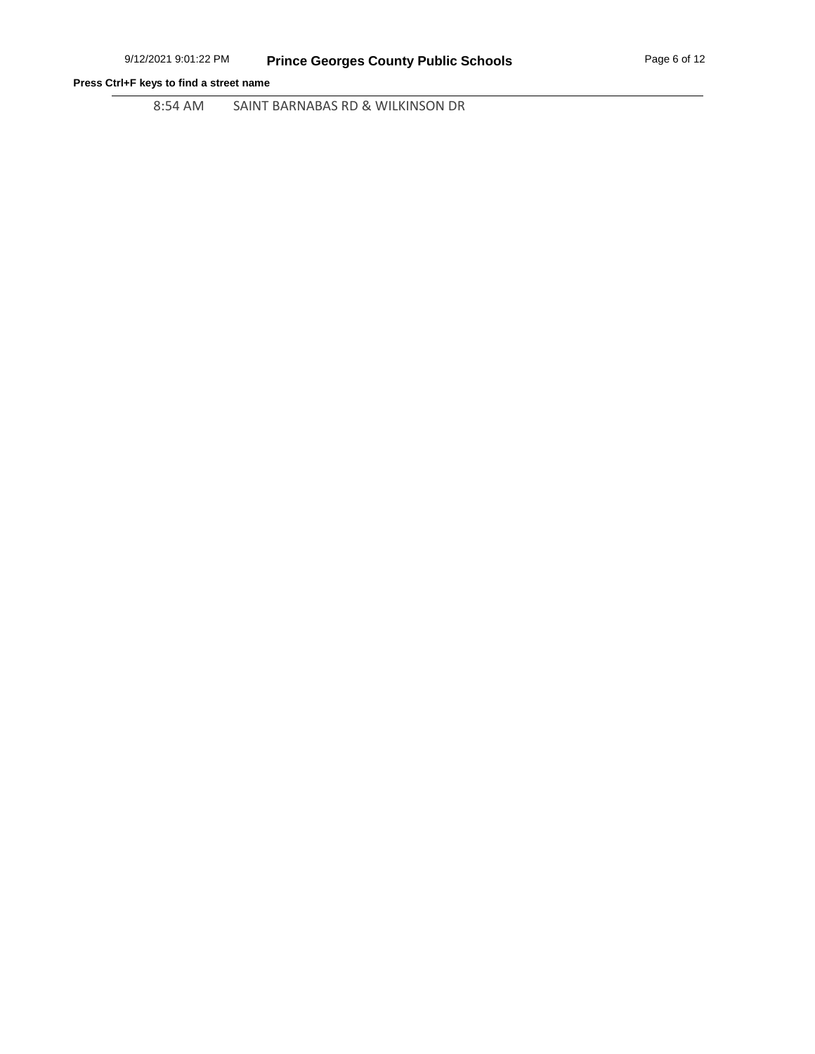**Press Ctrl+F keys to find a street name**

8:54 AM SAINT BARNABAS RD & WILKINSON DR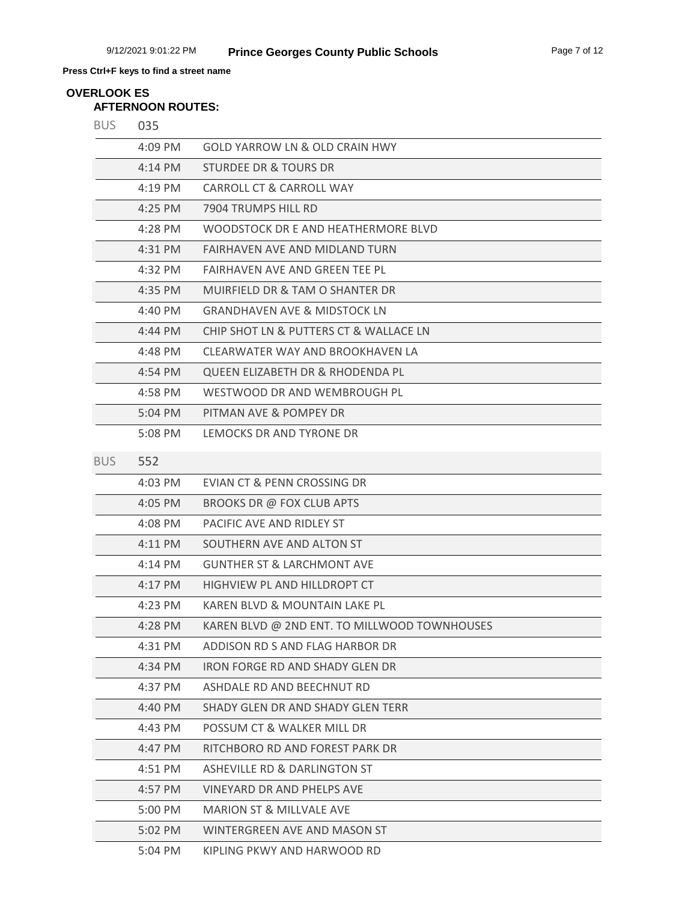**Press Ctrl+F keys to find a street name**

## OVERLOOK ES

### AFTERNOON ROUTES:

**BUS 035**

| Time | Stop |
|---|---|
| 4:09 PM | GOLD YARROW LN & OLD CRAIN HWY |
| 4:14 PM | STURDEE DR & TOURS DR |
| 4:19 PM | CARROLL CT & CARROLL WAY |
| 4:25 PM | 7904 TRUMPS HILL RD |
| 4:28 PM | WOODSTOCK DR E AND HEATHERMORE BLVD |
| 4:31 PM | FAIRHAVEN AVE AND MIDLAND TURN |
| 4:32 PM | FAIRHAVEN AVE AND GREEN TEE PL |
| 4:35 PM | MUIRFIELD DR & TAM O SHANTER DR |
| 4:40 PM | GRANDHAVEN AVE & MIDSTOCK LN |
| 4:44 PM | CHIP SHOT LN & PUTTERS CT & WALLACE LN |
| 4:48 PM | CLEARWATER WAY AND BROOKHAVEN LA |
| 4:54 PM | QUEEN ELIZABETH DR & RHODENDA PL |
| 4:58 PM | WESTWOOD DR AND WEMBROUGH PL |
| 5:04 PM | PITMAN AVE & POMPEY DR |
| 5:08 PM | LEMOCKS DR AND TYRONE DR |

**BUS 552**

| Time | Stop |
|---|---|
| 4:03 PM | EVIAN CT & PENN CROSSING DR |
| 4:05 PM | BROOKS DR @ FOX CLUB APTS |
| 4:08 PM | PACIFIC AVE AND RIDLEY ST |
| 4:11 PM | SOUTHERN AVE AND ALTON ST |
| 4:14 PM | GUNTHER ST & LARCHMONT AVE |
| 4:17 PM | HIGHVIEW PL AND HILLDROPT CT |
| 4:23 PM | KAREN BLVD & MOUNTAIN LAKE PL |
| 4:28 PM | KAREN BLVD @ 2ND ENT. TO MILLWOOD TOWNHOUSES |
| 4:31 PM | ADDISON RD S AND FLAG HARBOR DR |
| 4:34 PM | IRON FORGE RD AND SHADY GLEN DR |
| 4:37 PM | ASHDALE RD AND BEECHNUT RD |
| 4:40 PM | SHADY GLEN DR AND SHADY GLEN TERR |
| 4:43 PM | POSSUM CT & WALKER MILL DR |
| 4:47 PM | RITCHBORO RD AND FOREST PARK DR |
| 4:51 PM | ASHEVILLE RD & DARLINGTON ST |
| 4:57 PM | VINEYARD DR AND PHELPS AVE |
| 5:00 PM | MARION ST & MILLVALE AVE |
| 5:02 PM | WINTERGREEN AVE AND MASON ST |
| 5:04 PM | KIPLING PKWY AND HARWOOD RD |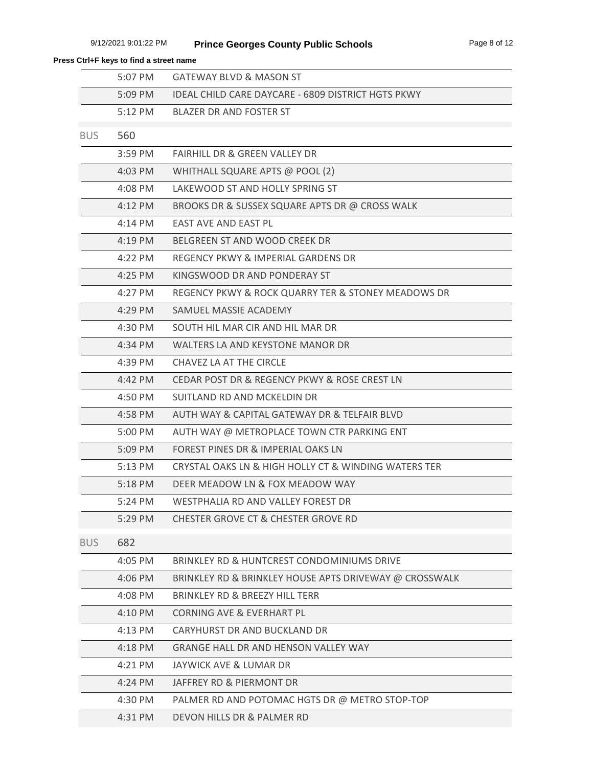**Press Ctrl+F keys to find a street name**

| | | |
|---|---|---|
| | 5:07 PM | GATEWAY BLVD & MASON ST |
| | 5:09 PM | IDEAL CHILD CARE DAYCARE - 6809 DISTRICT HGTS PKWY |
| | 5:12 PM | BLAZER DR AND FOSTER ST |
| BUS | 560 | |
| | 3:59 PM | FAIRHILL DR & GREEN VALLEY DR |
| | 4:03 PM | WHITHALL SQUARE APTS @ POOL (2) |
| | 4:08 PM | LAKEWOOD ST AND HOLLY SPRING ST |
| | 4:12 PM | BROOKS DR & SUSSEX SQUARE APTS DR @ CROSS WALK |
| | 4:14 PM | EAST AVE AND EAST PL |
| | 4:19 PM | BELGREEN ST AND WOOD CREEK DR |
| | 4:22 PM | REGENCY PKWY & IMPERIAL GARDENS DR |
| | 4:25 PM | KINGSWOOD DR AND PONDERAY ST |
| | 4:27 PM | REGENCY PKWY & ROCK QUARRY TER & STONEY MEADOWS DR |
| | 4:29 PM | SAMUEL MASSIE ACADEMY |
| | 4:30 PM | SOUTH HIL MAR CIR AND HIL MAR DR |
| | 4:34 PM | WALTERS LA AND KEYSTONE MANOR DR |
| | 4:39 PM | CHAVEZ LA AT THE CIRCLE |
| | 4:42 PM | CEDAR POST DR & REGENCY PKWY & ROSE CREST LN |
| | 4:50 PM | SUITLAND RD AND MCKELDIN DR |
| | 4:58 PM | AUTH WAY & CAPITAL GATEWAY DR & TELFAIR BLVD |
| | 5:00 PM | AUTH WAY @ METROPLACE TOWN CTR PARKING ENT |
| | 5:09 PM | FOREST PINES DR & IMPERIAL OAKS LN |
| | 5:13 PM | CRYSTAL OAKS LN & HIGH HOLLY CT & WINDING WATERS TER |
| | 5:18 PM | DEER MEADOW LN & FOX MEADOW WAY |
| | 5:24 PM | WESTPHALIA RD AND VALLEY FOREST DR |
| | 5:29 PM | CHESTER GROVE CT & CHESTER GROVE RD |
| BUS | 682 | |
| | 4:05 PM | BRINKLEY RD & HUNTCREST CONDOMINIUMS DRIVE |
| | 4:06 PM | BRINKLEY RD & BRINKLEY HOUSE APTS DRIVEWAY @ CROSSWALK |
| | 4:08 PM | BRINKLEY RD & BREEZY HILL TERR |
| | 4:10 PM | CORNING AVE & EVERHART PL |
| | 4:13 PM | CARYHURST DR AND BUCKLAND DR |
| | 4:18 PM | GRANGE HALL DR AND HENSON VALLEY WAY |
| | 4:21 PM | JAYWICK AVE & LUMAR DR |
| | 4:24 PM | JAFFREY RD & PIERMONT DR |
| | 4:30 PM | PALMER RD AND POTOMAC HGTS DR @ METRO STOP-TOP |
| | 4:31 PM | DEVON HILLS DR & PALMER RD |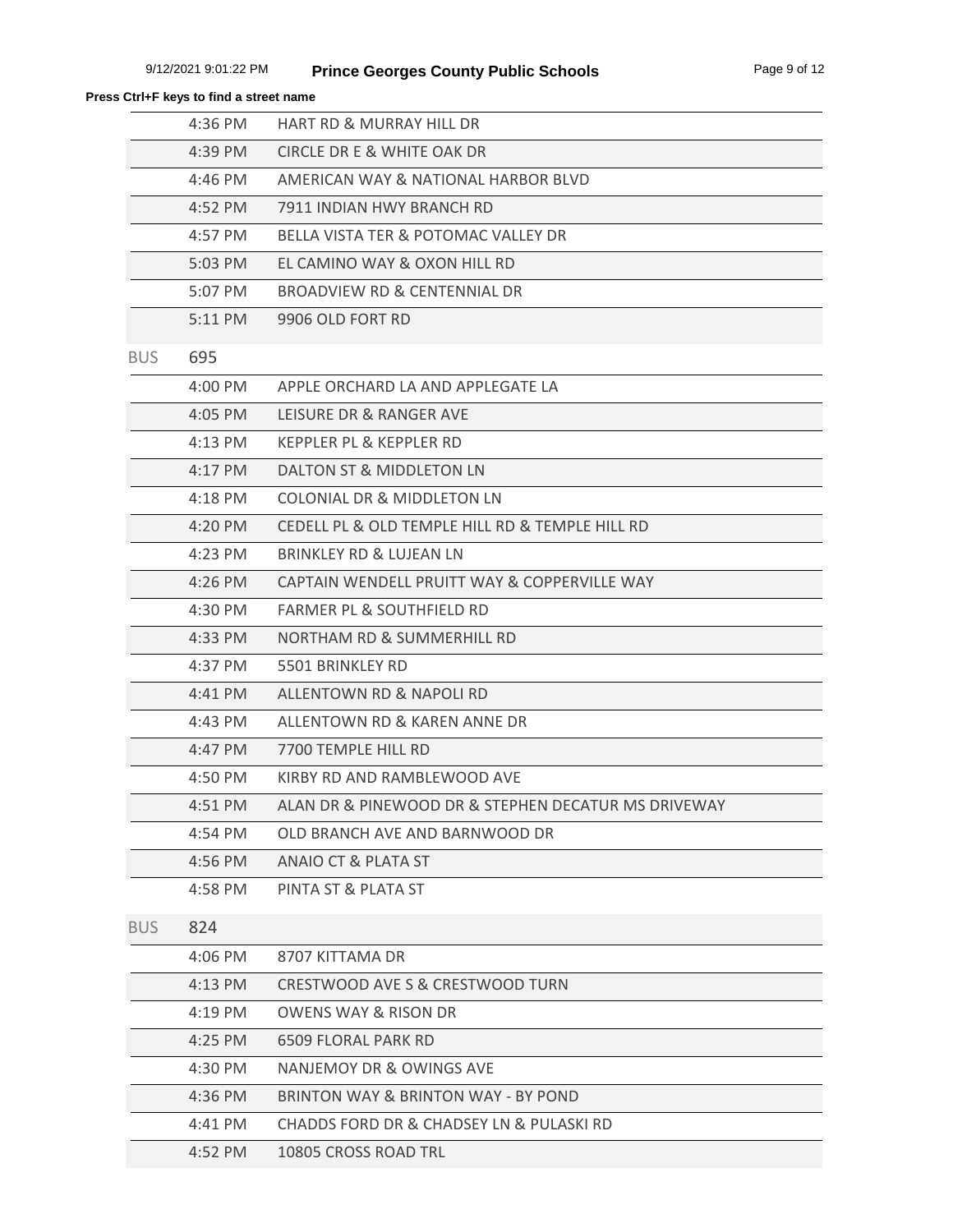**Press Ctrl+F keys to find a street name**

| | | |
|---|---|---|
| | 4:36 PM | HART RD & MURRAY HILL DR |
| | 4:39 PM | CIRCLE DR E & WHITE OAK DR |
| | 4:46 PM | AMERICAN WAY & NATIONAL HARBOR BLVD |
| | 4:52 PM | 7911 INDIAN HWY BRANCH RD |
| | 4:57 PM | BELLA VISTA TER & POTOMAC VALLEY DR |
| | 5:03 PM | EL CAMINO WAY & OXON HILL RD |
| | 5:07 PM | BROADVIEW RD & CENTENNIAL DR |
| | 5:11 PM | 9906 OLD FORT RD |
| BUS | 695 | |
| | 4:00 PM | APPLE ORCHARD LA AND APPLEGATE LA |
| | 4:05 PM | LEISURE DR & RANGER AVE |
| | 4:13 PM | KEPPLER PL & KEPPLER RD |
| | 4:17 PM | DALTON ST & MIDDLETON LN |
| | 4:18 PM | COLONIAL DR & MIDDLETON LN |
| | 4:20 PM | CEDELL PL & OLD TEMPLE HILL RD & TEMPLE HILL RD |
| | 4:23 PM | BRINKLEY RD & LUJEAN LN |
| | 4:26 PM | CAPTAIN WENDELL PRUITT WAY & COPPERVILLE WAY |
| | 4:30 PM | FARMER PL & SOUTHFIELD RD |
| | 4:33 PM | NORTHAM RD & SUMMERHILL RD |
| | 4:37 PM | 5501 BRINKLEY RD |
| | 4:41 PM | ALLENTOWN RD & NAPOLI RD |
| | 4:43 PM | ALLENTOWN RD & KAREN ANNE DR |
| | 4:47 PM | 7700 TEMPLE HILL RD |
| | 4:50 PM | KIRBY RD AND RAMBLEWOOD AVE |
| | 4:51 PM | ALAN DR & PINEWOOD DR & STEPHEN DECATUR MS DRIVEWAY |
| | 4:54 PM | OLD BRANCH AVE AND BARNWOOD DR |
| | 4:56 PM | ANAIO CT & PLATA ST |
| | 4:58 PM | PINTA ST & PLATA ST |
| BUS | 824 | |
| | 4:06 PM | 8707 KITTAMA DR |
| | 4:13 PM | CRESTWOOD AVE S & CRESTWOOD TURN |
| | 4:19 PM | OWENS WAY & RISON DR |
| | 4:25 PM | 6509 FLORAL PARK RD |
| | 4:30 PM | NANJEMOY DR & OWINGS AVE |
| | 4:36 PM | BRINTON WAY & BRINTON WAY - BY POND |
| | 4:41 PM | CHADDS FORD DR & CHADSEY LN & PULASKI RD |
| | 4:52 PM | 10805 CROSS ROAD TRL |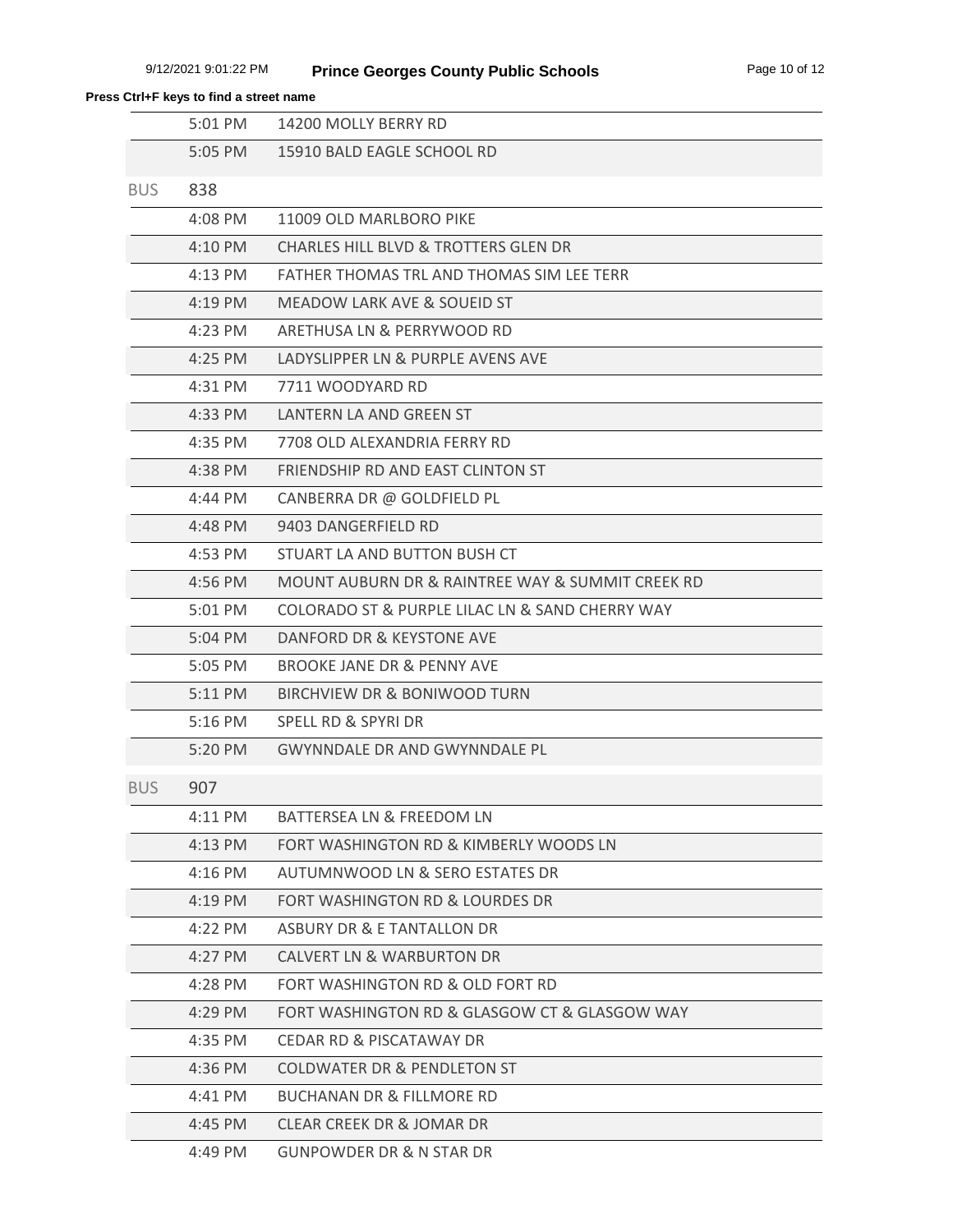**Press Ctrl+F keys to find a street name**

| | | |
|---|---|---|
| | 5:01 PM | 14200 MOLLY BERRY RD |
| | 5:05 PM | 15910 BALD EAGLE SCHOOL RD |
| BUS | 838 | |
| | 4:08 PM | 11009 OLD MARLBORO PIKE |
| | 4:10 PM | CHARLES HILL BLVD & TROTTERS GLEN DR |
| | 4:13 PM | FATHER THOMAS TRL AND THOMAS SIM LEE TERR |
| | 4:19 PM | MEADOW LARK AVE & SOUEID ST |
| | 4:23 PM | ARETHUSA LN & PERRYWOOD RD |
| | 4:25 PM | LADYSLIPPER LN & PURPLE AVENS AVE |
| | 4:31 PM | 7711 WOODYARD RD |
| | 4:33 PM | LANTERN LA AND GREEN ST |
| | 4:35 PM | 7708 OLD ALEXANDRIA FERRY RD |
| | 4:38 PM | FRIENDSHIP RD AND EAST CLINTON ST |
| | 4:44 PM | CANBERRA DR @ GOLDFIELD PL |
| | 4:48 PM | 9403 DANGERFIELD RD |
| | 4:53 PM | STUART LA AND BUTTON BUSH CT |
| | 4:56 PM | MOUNT AUBURN DR & RAINTREE WAY & SUMMIT CREEK RD |
| | 5:01 PM | COLORADO ST & PURPLE LILAC LN & SAND CHERRY WAY |
| | 5:04 PM | DANFORD DR & KEYSTONE AVE |
| | 5:05 PM | BROOKE JANE DR & PENNY AVE |
| | 5:11 PM | BIRCHVIEW DR & BONIWOOD TURN |
| | 5:16 PM | SPELL RD & SPYRI DR |
| | 5:20 PM | GWYNNDALE DR AND GWYNNDALE PL |
| BUS | 907 | |
| | 4:11 PM | BATTERSEA LN & FREEDOM LN |
| | 4:13 PM | FORT WASHINGTON RD & KIMBERLY WOODS LN |
| | 4:16 PM | AUTUMNWOOD LN & SERO ESTATES DR |
| | 4:19 PM | FORT WASHINGTON RD & LOURDES DR |
| | 4:22 PM | ASBURY DR & E TANTALLON DR |
| | 4:27 PM | CALVERT LN & WARBURTON DR |
| | 4:28 PM | FORT WASHINGTON RD & OLD FORT RD |
| | 4:29 PM | FORT WASHINGTON RD & GLASGOW CT & GLASGOW WAY |
| | 4:35 PM | CEDAR RD & PISCATAWAY DR |
| | 4:36 PM | COLDWATER DR & PENDLETON ST |
| | 4:41 PM | BUCHANAN DR & FILLMORE RD |
| | 4:45 PM | CLEAR CREEK DR & JOMAR DR |
| | 4:49 PM | GUNPOWDER DR & N STAR DR |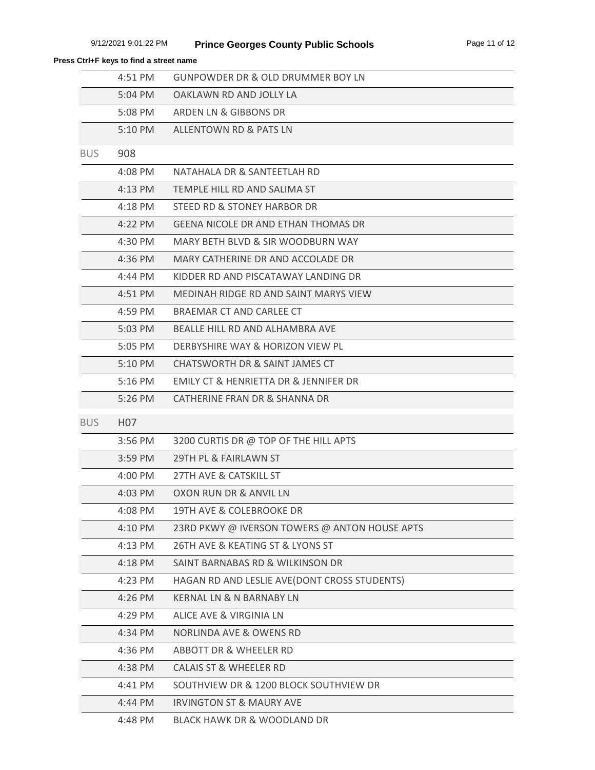**Press Ctrl+F keys to find a street name**

| | | |
|---|---|---|
| | 4:51 PM | GUNPOWDER DR & OLD DRUMMER BOY LN |
| | 5:04 PM | OAKLAWN RD AND JOLLY LA |
| | 5:08 PM | ARDEN LN & GIBBONS DR |
| | 5:10 PM | ALLENTOWN RD & PATS LN |
| BUS | 908 | |
| | 4:08 PM | NATAHALA DR & SANTEETLAH RD |
| | 4:13 PM | TEMPLE HILL RD AND SALIMA ST |
| | 4:18 PM | STEED RD & STONEY HARBOR DR |
| | 4:22 PM | GEENA NICOLE DR AND ETHAN THOMAS DR |
| | 4:30 PM | MARY BETH BLVD & SIR WOODBURN WAY |
| | 4:36 PM | MARY CATHERINE DR AND ACCOLADE DR |
| | 4:44 PM | KIDDER RD AND PISCATAWAY LANDING DR |
| | 4:51 PM | MEDINAH RIDGE RD AND SAINT MARYS VIEW |
| | 4:59 PM | BRAEMAR CT AND CARLEE CT |
| | 5:03 PM | BEALLE HILL RD AND ALHAMBRA AVE |
| | 5:05 PM | DERBYSHIRE WAY & HORIZON VIEW PL |
| | 5:10 PM | CHATSWORTH DR & SAINT JAMES CT |
| | 5:16 PM | EMILY CT & HENRIETTA DR & JENNIFER DR |
| | 5:26 PM | CATHERINE FRAN DR & SHANNA DR |
| BUS | H07 | |
| | 3:56 PM | 3200 CURTIS DR @ TOP OF THE HILL APTS |
| | 3:59 PM | 29TH PL & FAIRLAWN ST |
| | 4:00 PM | 27TH AVE & CATSKILL ST |
| | 4:03 PM | OXON RUN DR & ANVIL LN |
| | 4:08 PM | 19TH AVE & COLEBROOKE DR |
| | 4:10 PM | 23RD PKWY @ IVERSON TOWERS @ ANTON HOUSE APTS |
| | 4:13 PM | 26TH AVE & KEATING ST & LYONS ST |
| | 4:18 PM | SAINT BARNABAS RD & WILKINSON DR |
| | 4:23 PM | HAGAN RD AND LESLIE AVE(DONT CROSS STUDENTS) |
| | 4:26 PM | KERNAL LN & N BARNABY LN |
| | 4:29 PM | ALICE AVE & VIRGINIA LN |
| | 4:34 PM | NORLINDA AVE & OWENS RD |
| | 4:36 PM | ABBOTT DR & WHEELER RD |
| | 4:38 PM | CALAIS ST & WHEELER RD |
| | 4:41 PM | SOUTHVIEW DR & 1200 BLOCK SOUTHVIEW DR |
| | 4:44 PM | IRVINGTON ST & MAURY AVE |
| | 4:48 PM | BLACK HAWK DR & WOODLAND DR |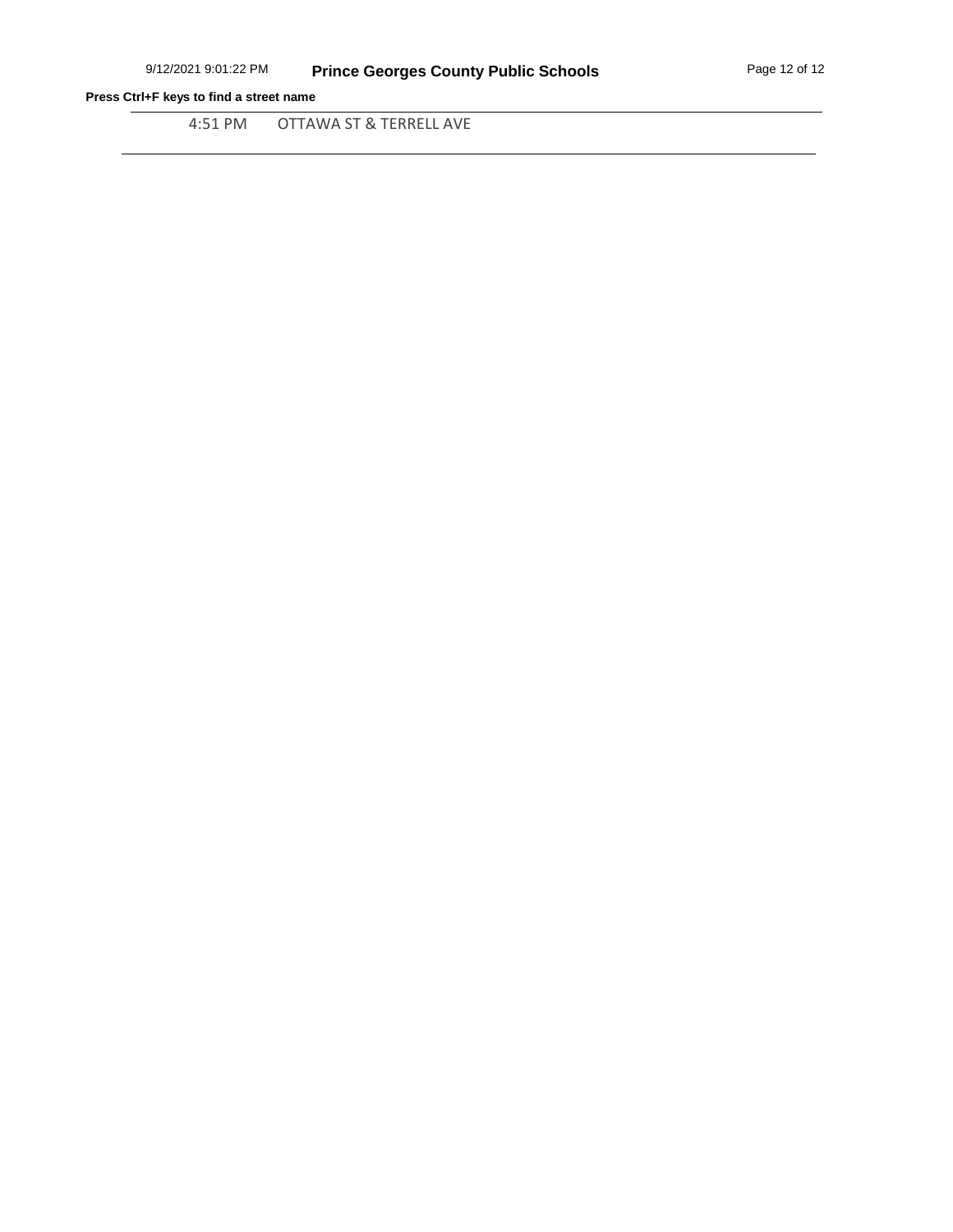**Press Ctrl+F keys to find a street name**

| | |
|---|---|
| 4:51 PM | OTTAWA ST & TERRELL AVE |